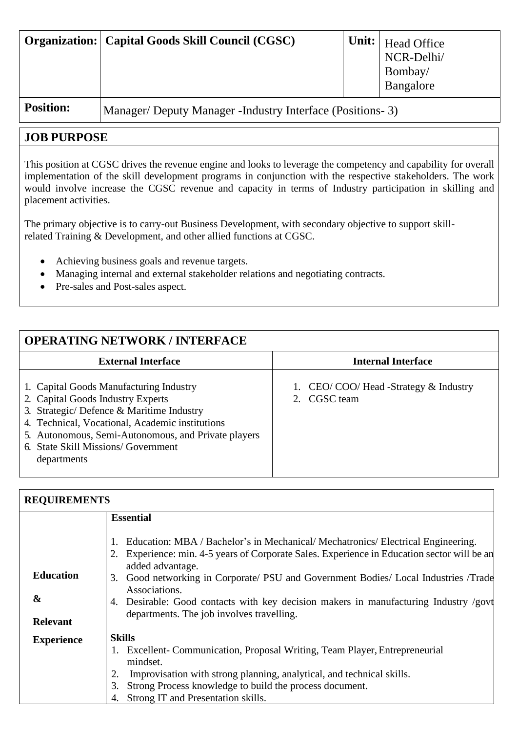| **Organization:** | **Capital Goods Skill Council (CGSC)** | **Unit:** | Head Office NCR-Delhi/ Bombay/ Bangalore |
|---|---|---|---|
| **Position:** | Manager/ Deputy Manager -Industry Interface (Positions- 3) | | |

## JOB PURPOSE

This position at CGSC drives the revenue engine and looks to leverage the competency and capability for overall implementation of the skill development programs in conjunction with the respective stakeholders. The work would involve increase the CGSC revenue and capacity in terms of Industry participation in skilling and placement activities.

The primary objective is to carry-out Business Development, with secondary objective to support skill-related Training & Development, and other allied functions at CGSC.

- Achieving business goals and revenue targets.
- Managing internal and external stakeholder relations and negotiating contracts.
- Pre-sales and Post-sales aspect.

## OPERATING NETWORK / INTERFACE

| External Interface | Internal Interface |
|---|---|
| 1. Capital Goods Manufacturing Industry<br>2. Capital Goods Industry Experts<br>3. Strategic/ Defence & Maritime Industry<br>4. Technical, Vocational, Academic institutions<br>5. Autonomous, Semi-Autonomous, and Private players<br>6. State Skill Missions/ Government departments | 1. CEO/ COO/ Head -Strategy & Industry<br>2. CGSC team |

## REQUIREMENTS

| | |
|---|---|
| **Education & Relevant Experience** | **Essential**<br>1. Education: MBA / Bachelor's in Mechanical/ Mechatronics/ Electrical Engineering.<br>2. Experience: min. 4-5 years of Corporate Sales. Experience in Education sector will be an added advantage.<br>3. Good networking in Corporate/ PSU and Government Bodies/ Local Industries /Trade Associations.<br>4. Desirable: Good contacts with key decision makers in manufacturing Industry /govt departments. The job involves travelling.<br><br>**Skills**<br>1. Excellent- Communication, Proposal Writing, Team Player, Entrepreneurial mindset.<br>2. Improvisation with strong planning, analytical, and technical skills.<br>3. Strong Process knowledge to build the process document.<br>4. Strong IT and Presentation skills. |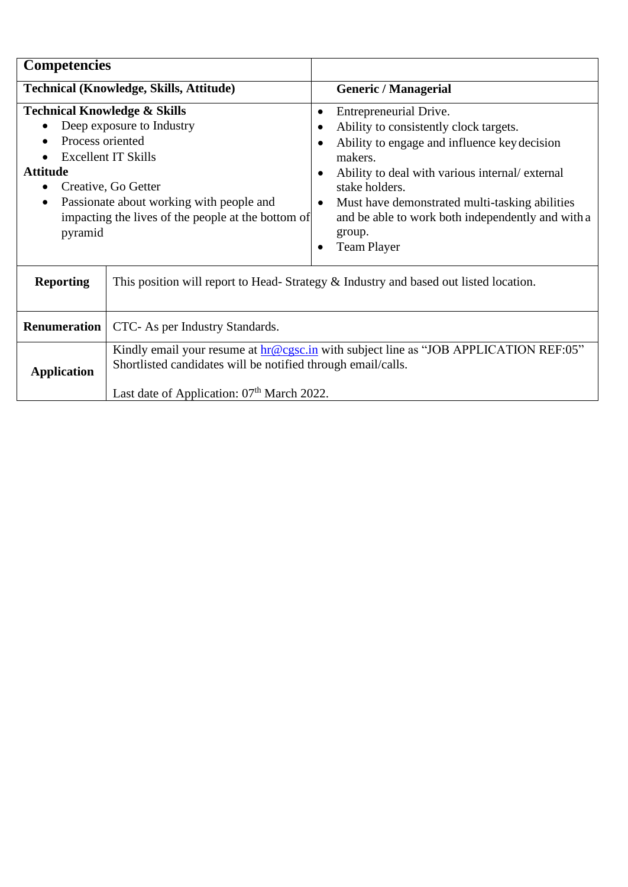| Competencies | |
|---|---|
| **Technical (Knowledge, Skills, Attitude)** | **Generic / Managerial** |
| **Technical Knowledge & Skills**<br>• Deep exposure to Industry<br>• Process oriented<br>• Excellent IT Skills<br>**Attitude**<br>• Creative, Go Getter<br>• Passionate about working with people and impacting the lives of the people at the bottom of pyramid | • Entrepreneurial Drive.<br>• Ability to consistently clock targets.<br>• Ability to engage and influence key decision makers.<br>• Ability to deal with various internal/ external stake holders.<br>• Must have demonstrated multi-tasking abilities and be able to work both independently and with a group.<br>• Team Player |

| | |
|---|---|
| **Reporting** | This position will report to Head- Strategy & Industry and based out listed location. |
| **Renumeration** | CTC- As per Industry Standards. |
| **Application** | Kindly email your resume at hr@cgsc.in with subject line as “JOB APPLICATION REF:05” Shortlisted candidates will be notified through email/calls.<br><br>Last date of Application: 07th March 2022. |